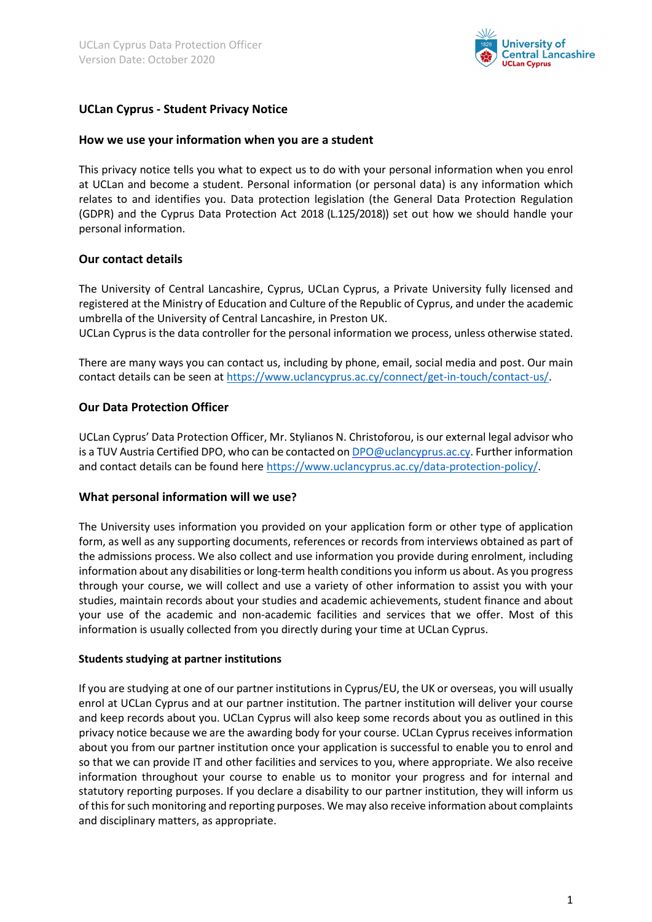# UCLan Cyprus - Student Privacy Notice

## How we use your information when you are a student

This privacy notice tells you what to expect us to do with your personal information when you enrol at UCLan and become a student. Personal information (or personal data) is any information which relates to and identifies you. Data protection legislation (the General Data Protection Regulation (GDPR) and the Cyprus Data Protection Act 2018 (L.125/2018)) set out how we should handle your personal information.

## Our contact details

The University of Central Lancashire, Cyprus, UCLan Cyprus, a Private University fully licensed and registered at the Ministry of Education and Culture of the Republic of Cyprus, and under the academic umbrella of the University of Central Lancashire, in Preston UK.
UCLan Cyprus is the data controller for the personal information we process, unless otherwise stated.

There are many ways you can contact us, including by phone, email, social media and post. Our main contact details can be seen at https://www.uclancyprus.ac.cy/connect/get-in-touch/contact-us/.

## Our Data Protection Officer

UCLan Cyprus' Data Protection Officer, Mr. Stylianos N. Christoforou, is our external legal advisor who is a TUV Austria Certified DPO, who can be contacted on DPO@uclancyprus.ac.cy. Further information and contact details can be found here https://www.uclancyprus.ac.cy/data-protection-policy/.

## What personal information will we use?

The University uses information you provided on your application form or other type of application form, as well as any supporting documents, references or records from interviews obtained as part of the admissions process. We also collect and use information you provide during enrolment, including information about any disabilities or long-term health conditions you inform us about. As you progress through your course, we will collect and use a variety of other information to assist you with your studies, maintain records about your studies and academic achievements, student finance and about your use of the academic and non-academic facilities and services that we offer. Most of this information is usually collected from you directly during your time at UCLan Cyprus.

### Students studying at partner institutions

If you are studying at one of our partner institutions in Cyprus/EU, the UK or overseas, you will usually enrol at UCLan Cyprus and at our partner institution. The partner institution will deliver your course and keep records about you. UCLan Cyprus will also keep some records about you as outlined in this privacy notice because we are the awarding body for your course. UCLan Cyprus receives information about you from our partner institution once your application is successful to enable you to enrol and so that we can provide IT and other facilities and services to you, where appropriate. We also receive information throughout your course to enable us to monitor your progress and for internal and statutory reporting purposes. If you declare a disability to our partner institution, they will inform us of this for such monitoring and reporting purposes. We may also receive information about complaints and disciplinary matters, as appropriate.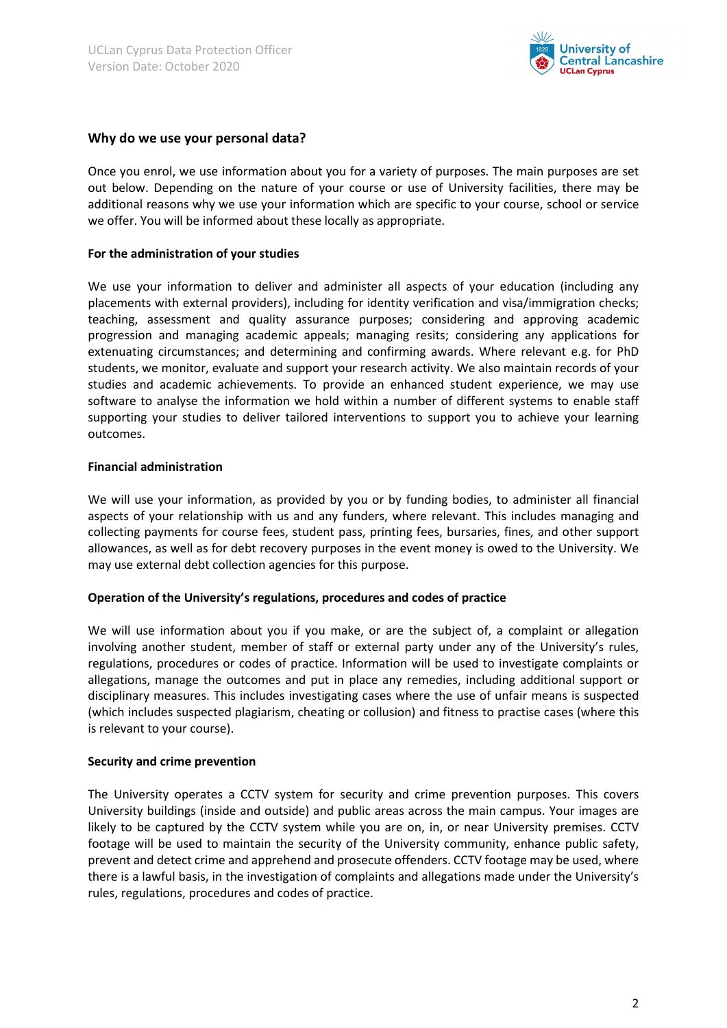## Why do we use your personal data?

Once you enrol, we use information about you for a variety of purposes. The main purposes are set out below. Depending on the nature of your course or use of University facilities, there may be additional reasons why we use your information which are specific to your course, school or service we offer. You will be informed about these locally as appropriate.

### For the administration of your studies

We use your information to deliver and administer all aspects of your education (including any placements with external providers), including for identity verification and visa/immigration checks; teaching, assessment and quality assurance purposes; considering and approving academic progression and managing academic appeals; managing resits; considering any applications for extenuating circumstances; and determining and confirming awards. Where relevant e.g. for PhD students, we monitor, evaluate and support your research activity. We also maintain records of your studies and academic achievements. To provide an enhanced student experience, we may use software to analyse the information we hold within a number of different systems to enable staff supporting your studies to deliver tailored interventions to support you to achieve your learning outcomes.

### Financial administration

We will use your information, as provided by you or by funding bodies, to administer all financial aspects of your relationship with us and any funders, where relevant. This includes managing and collecting payments for course fees, student pass, printing fees, bursaries, fines, and other support allowances, as well as for debt recovery purposes in the event money is owed to the University. We may use external debt collection agencies for this purpose.

### Operation of the University's regulations, procedures and codes of practice

We will use information about you if you make, or are the subject of, a complaint or allegation involving another student, member of staff or external party under any of the University's rules, regulations, procedures or codes of practice. Information will be used to investigate complaints or allegations, manage the outcomes and put in place any remedies, including additional support or disciplinary measures. This includes investigating cases where the use of unfair means is suspected (which includes suspected plagiarism, cheating or collusion) and fitness to practise cases (where this is relevant to your course).

### Security and crime prevention

The University operates a CCTV system for security and crime prevention purposes. This covers University buildings (inside and outside) and public areas across the main campus. Your images are likely to be captured by the CCTV system while you are on, in, or near University premises. CCTV footage will be used to maintain the security of the University community, enhance public safety, prevent and detect crime and apprehend and prosecute offenders. CCTV footage may be used, where there is a lawful basis, in the investigation of complaints and allegations made under the University's rules, regulations, procedures and codes of practice.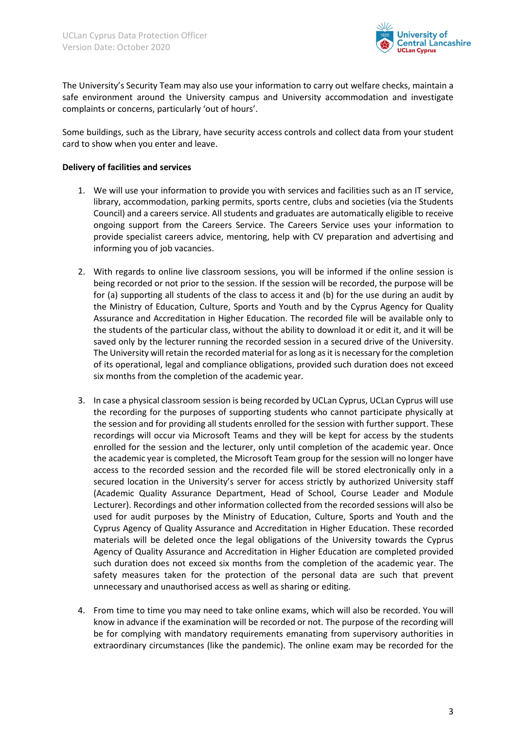The University's Security Team may also use your information to carry out welfare checks, maintain a safe environment around the University campus and University accommodation and investigate complaints or concerns, particularly 'out of hours'.

Some buildings, such as the Library, have security access controls and collect data from your student card to show when you enter and leave.

**Delivery of facilities and services**

1. We will use your information to provide you with services and facilities such as an IT service, library, accommodation, parking permits, sports centre, clubs and societies (via the Students Council) and a careers service. All students and graduates are automatically eligible to receive ongoing support from the Careers Service. The Careers Service uses your information to provide specialist careers advice, mentoring, help with CV preparation and advertising and informing you of job vacancies.

2. With regards to online live classroom sessions, you will be informed if the online session is being recorded or not prior to the session. If the session will be recorded, the purpose will be for (a) supporting all students of the class to access it and (b) for the use during an audit by the Ministry of Education, Culture, Sports and Youth and by the Cyprus Agency for Quality Assurance and Accreditation in Higher Education. The recorded file will be available only to the students of the particular class, without the ability to download it or edit it, and it will be saved only by the lecturer running the recorded session in a secured drive of the University. The University will retain the recorded material for as long as it is necessary for the completion of its operational, legal and compliance obligations, provided such duration does not exceed six months from the completion of the academic year.

3. In case a physical classroom session is being recorded by UCLan Cyprus, UCLan Cyprus will use the recording for the purposes of supporting students who cannot participate physically at the session and for providing all students enrolled for the session with further support. These recordings will occur via Microsoft Teams and they will be kept for access by the students enrolled for the session and the lecturer, only until completion of the academic year. Once the academic year is completed, the Microsoft Team group for the session will no longer have access to the recorded session and the recorded file will be stored electronically only in a secured location in the University's server for access strictly by authorized University staff (Academic Quality Assurance Department, Head of School, Course Leader and Module Lecturer). Recordings and other information collected from the recorded sessions will also be used for audit purposes by the Ministry of Education, Culture, Sports and Youth and the Cyprus Agency of Quality Assurance and Accreditation in Higher Education. These recorded materials will be deleted once the legal obligations of the University towards the Cyprus Agency of Quality Assurance and Accreditation in Higher Education are completed provided such duration does not exceed six months from the completion of the academic year. The safety measures taken for the protection of the personal data are such that prevent unnecessary and unauthorised access as well as sharing or editing.

4. From time to time you may need to take online exams, which will also be recorded. You will know in advance if the examination will be recorded or not. The purpose of the recording will be for complying with mandatory requirements emanating from supervisory authorities in extraordinary circumstances (like the pandemic). The online exam may be recorded for the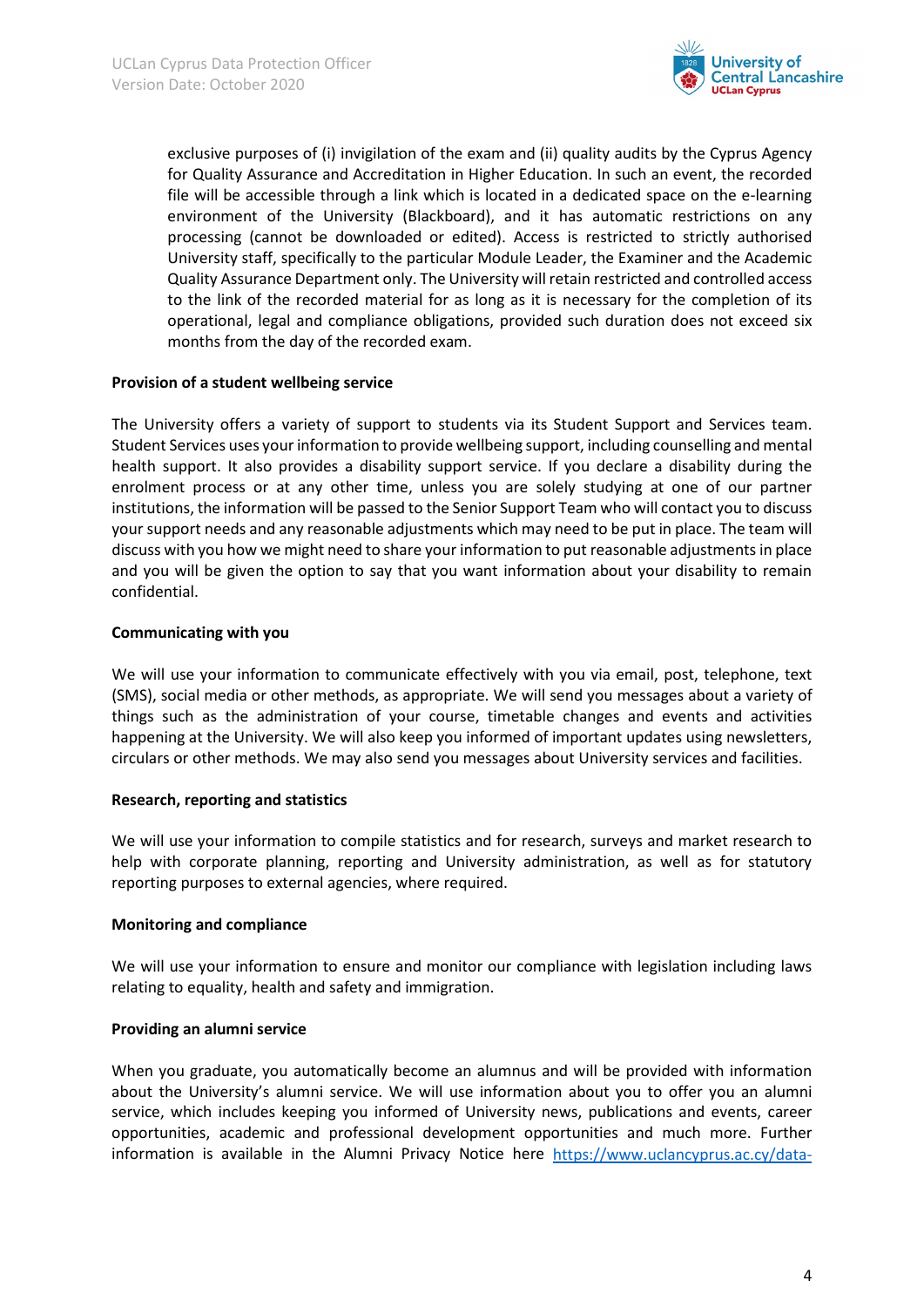exclusive purposes of (i) invigilation of the exam and (ii) quality audits by the Cyprus Agency for Quality Assurance and Accreditation in Higher Education. In such an event, the recorded file will be accessible through a link which is located in a dedicated space on the e-learning environment of the University (Blackboard), and it has automatic restrictions on any processing (cannot be downloaded or edited). Access is restricted to strictly authorised University staff, specifically to the particular Module Leader, the Examiner and the Academic Quality Assurance Department only. The University will retain restricted and controlled access to the link of the recorded material for as long as it is necessary for the completion of its operational, legal and compliance obligations, provided such duration does not exceed six months from the day of the recorded exam.

**Provision of a student wellbeing service**

The University offers a variety of support to students via its Student Support and Services team. Student Services uses your information to provide wellbeing support, including counselling and mental health support. It also provides a disability support service. If you declare a disability during the enrolment process or at any other time, unless you are solely studying at one of our partner institutions, the information will be passed to the Senior Support Team who will contact you to discuss your support needs and any reasonable adjustments which may need to be put in place. The team will discuss with you how we might need to share your information to put reasonable adjustments in place and you will be given the option to say that you want information about your disability to remain confidential.

**Communicating with you**

We will use your information to communicate effectively with you via email, post, telephone, text (SMS), social media or other methods, as appropriate. We will send you messages about a variety of things such as the administration of your course, timetable changes and events and activities happening at the University. We will also keep you informed of important updates using newsletters, circulars or other methods. We may also send you messages about University services and facilities.

**Research, reporting and statistics**

We will use your information to compile statistics and for research, surveys and market research to help with corporate planning, reporting and University administration, as well as for statutory reporting purposes to external agencies, where required.

**Monitoring and compliance**

We will use your information to ensure and monitor our compliance with legislation including laws relating to equality, health and safety and immigration.

**Providing an alumni service**

When you graduate, you automatically become an alumnus and will be provided with information about the University's alumni service. We will use information about you to offer you an alumni service, which includes keeping you informed of University news, publications and events, career opportunities, academic and professional development opportunities and much more. Further information is available in the Alumni Privacy Notice here https://www.uclancyprus.ac.cy/data-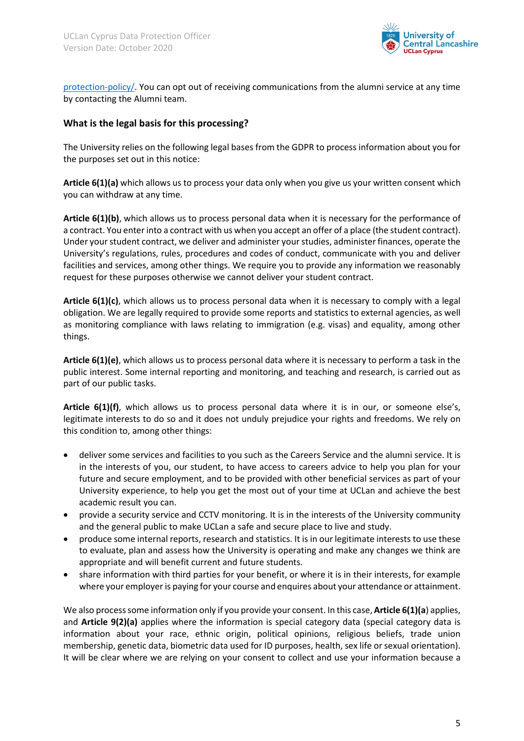protection-policy/. You can opt out of receiving communications from the alumni service at any time by contacting the Alumni team.

### What is the legal basis for this processing?

The University relies on the following legal bases from the GDPR to process information about you for the purposes set out in this notice:

**Article 6(1)(a)** which allows us to process your data only when you give us your written consent which you can withdraw at any time.

**Article 6(1)(b)**, which allows us to process personal data when it is necessary for the performance of a contract. You enter into a contract with us when you accept an offer of a place (the student contract). Under your student contract, we deliver and administer your studies, administer finances, operate the University's regulations, rules, procedures and codes of conduct, communicate with you and deliver facilities and services, among other things. We require you to provide any information we reasonably request for these purposes otherwise we cannot deliver your student contract.

**Article 6(1)(c)**, which allows us to process personal data when it is necessary to comply with a legal obligation. We are legally required to provide some reports and statistics to external agencies, as well as monitoring compliance with laws relating to immigration (e.g. visas) and equality, among other things.

**Article 6(1)(e)**, which allows us to process personal data where it is necessary to perform a task in the public interest. Some internal reporting and monitoring, and teaching and research, is carried out as part of our public tasks.

**Article 6(1)(f)**, which allows us to process personal data where it is in our, or someone else's, legitimate interests to do so and it does not unduly prejudice your rights and freedoms. We rely on this condition to, among other things:

- deliver some services and facilities to you such as the Careers Service and the alumni service. It is in the interests of you, our student, to have access to careers advice to help you plan for your future and secure employment, and to be provided with other beneficial services as part of your University experience, to help you get the most out of your time at UCLan and achieve the best academic result you can.
- provide a security service and CCTV monitoring. It is in the interests of the University community and the general public to make UCLan a safe and secure place to live and study.
- produce some internal reports, research and statistics. It is in our legitimate interests to use these to evaluate, plan and assess how the University is operating and make any changes we think are appropriate and will benefit current and future students.
- share information with third parties for your benefit, or where it is in their interests, for example where your employer is paying for your course and enquires about your attendance or attainment.

We also process some information only if you provide your consent. In this case, **Article 6(1)(a**) applies, and **Article 9(2)(a)** applies where the information is special category data (special category data is information about your race, ethnic origin, political opinions, religious beliefs, trade union membership, genetic data, biometric data used for ID purposes, health, sex life or sexual orientation). It will be clear where we are relying on your consent to collect and use your information because a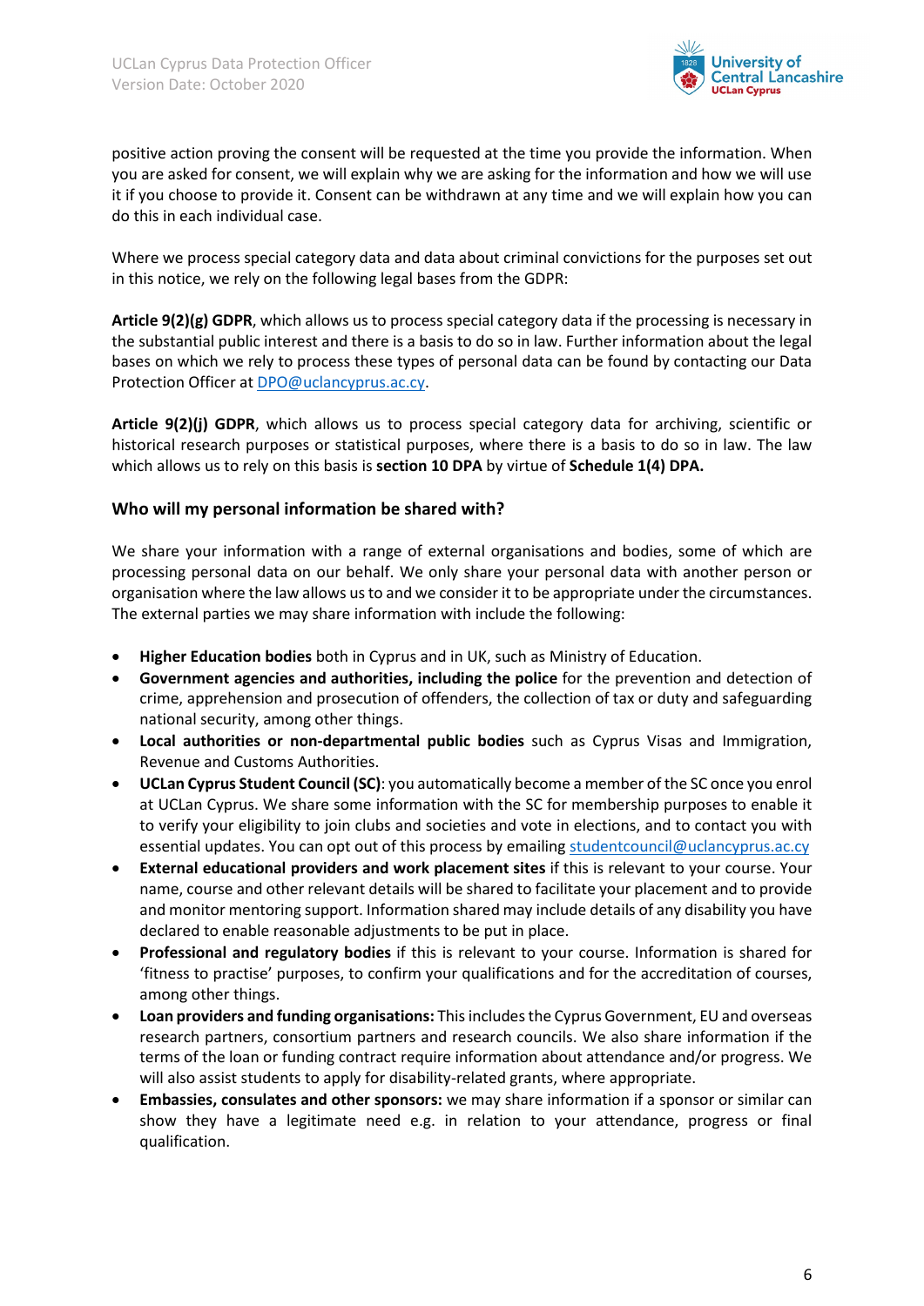positive action proving the consent will be requested at the time you provide the information. When you are asked for consent, we will explain why we are asking for the information and how we will use it if you choose to provide it. Consent can be withdrawn at any time and we will explain how you can do this in each individual case.

Where we process special category data and data about criminal convictions for the purposes set out in this notice, we rely on the following legal bases from the GDPR:

**Article 9(2)(g) GDPR**, which allows us to process special category data if the processing is necessary in the substantial public interest and there is a basis to do so in law. Further information about the legal bases on which we rely to process these types of personal data can be found by contacting our Data Protection Officer at DPO@uclancyprus.ac.cy.

**Article 9(2)(j) GDPR**, which allows us to process special category data for archiving, scientific or historical research purposes or statistical purposes, where there is a basis to do so in law. The law which allows us to rely on this basis is **section 10 DPA** by virtue of **Schedule 1(4) DPA.**

### Who will my personal information be shared with?

We share your information with a range of external organisations and bodies, some of which are processing personal data on our behalf. We only share your personal data with another person or organisation where the law allows us to and we consider it to be appropriate under the circumstances. The external parties we may share information with include the following:

- **Higher Education bodies** both in Cyprus and in UK, such as Ministry of Education.
- **Government agencies and authorities, including the police** for the prevention and detection of crime, apprehension and prosecution of offenders, the collection of tax or duty and safeguarding national security, among other things.
- **Local authorities or non-departmental public bodies** such as Cyprus Visas and Immigration, Revenue and Customs Authorities.
- **UCLan Cyprus Student Council (SC)**: you automatically become a member of the SC once you enrol at UCLan Cyprus. We share some information with the SC for membership purposes to enable it to verify your eligibility to join clubs and societies and vote in elections, and to contact you with essential updates. You can opt out of this process by emailing studentcouncil@uclancyprus.ac.cy
- **External educational providers and work placement sites** if this is relevant to your course. Your name, course and other relevant details will be shared to facilitate your placement and to provide and monitor mentoring support. Information shared may include details of any disability you have declared to enable reasonable adjustments to be put in place.
- **Professional and regulatory bodies** if this is relevant to your course. Information is shared for 'fitness to practise' purposes, to confirm your qualifications and for the accreditation of courses, among other things.
- **Loan providers and funding organisations:** This includes the Cyprus Government, EU and overseas research partners, consortium partners and research councils. We also share information if the terms of the loan or funding contract require information about attendance and/or progress. We will also assist students to apply for disability-related grants, where appropriate.
- **Embassies, consulates and other sponsors:** we may share information if a sponsor or similar can show they have a legitimate need e.g. in relation to your attendance, progress or final qualification.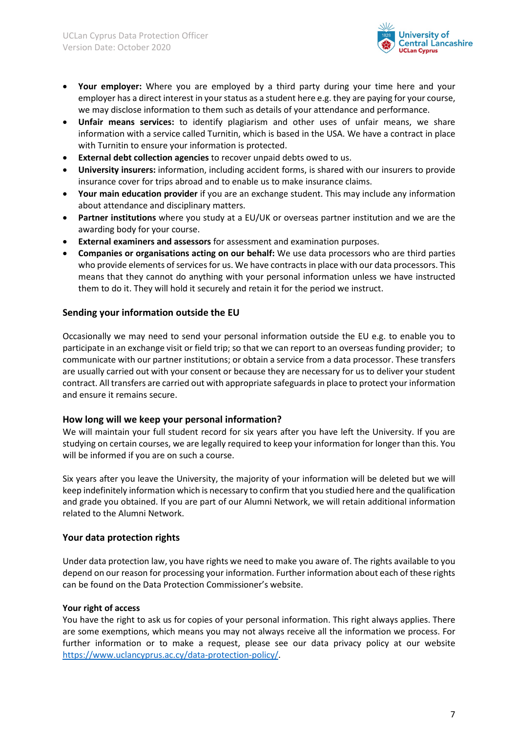- **Your employer:** Where you are employed by a third party during your time here and your employer has a direct interest in your status as a student here e.g. they are paying for your course, we may disclose information to them such as details of your attendance and performance.
- **Unfair means services:** to identify plagiarism and other uses of unfair means, we share information with a service called Turnitin, which is based in the USA. We have a contract in place with Turnitin to ensure your information is protected.
- **External debt collection agencies** to recover unpaid debts owed to us.
- **University insurers:** information, including accident forms, is shared with our insurers to provide insurance cover for trips abroad and to enable us to make insurance claims.
- **Your main education provider** if you are an exchange student. This may include any information about attendance and disciplinary matters.
- **Partner institutions** where you study at a EU/UK or overseas partner institution and we are the awarding body for your course.
- **External examiners and assessors** for assessment and examination purposes.
- **Companies or organisations acting on our behalf:** We use data processors who are third parties who provide elements of services for us. We have contracts in place with our data processors. This means that they cannot do anything with your personal information unless we have instructed them to do it. They will hold it securely and retain it for the period we instruct.

## Sending your information outside the EU

Occasionally we may need to send your personal information outside the EU e.g. to enable you to participate in an exchange visit or field trip; so that we can report to an overseas funding provider; to communicate with our partner institutions; or obtain a service from a data processor. These transfers are usually carried out with your consent or because they are necessary for us to deliver your student contract. All transfers are carried out with appropriate safeguards in place to protect your information and ensure it remains secure.

## How long will we keep your personal information?

We will maintain your full student record for six years after you have left the University. If you are studying on certain courses, we are legally required to keep your information for longer than this. You will be informed if you are on such a course.

Six years after you leave the University, the majority of your information will be deleted but we will keep indefinitely information which is necessary to confirm that you studied here and the qualification and grade you obtained. If you are part of our Alumni Network, we will retain additional information related to the Alumni Network.

## Your data protection rights

Under data protection law, you have rights we need to make you aware of. The rights available to you depend on our reason for processing your information. Further information about each of these rights can be found on the Data Protection Commissioner's website.

### Your right of access

You have the right to ask us for copies of your personal information. This right always applies. There are some exemptions, which means you may not always receive all the information we process. For further information or to make a request, please see our data privacy policy at our website https://www.uclancyprus.ac.cy/data-protection-policy/.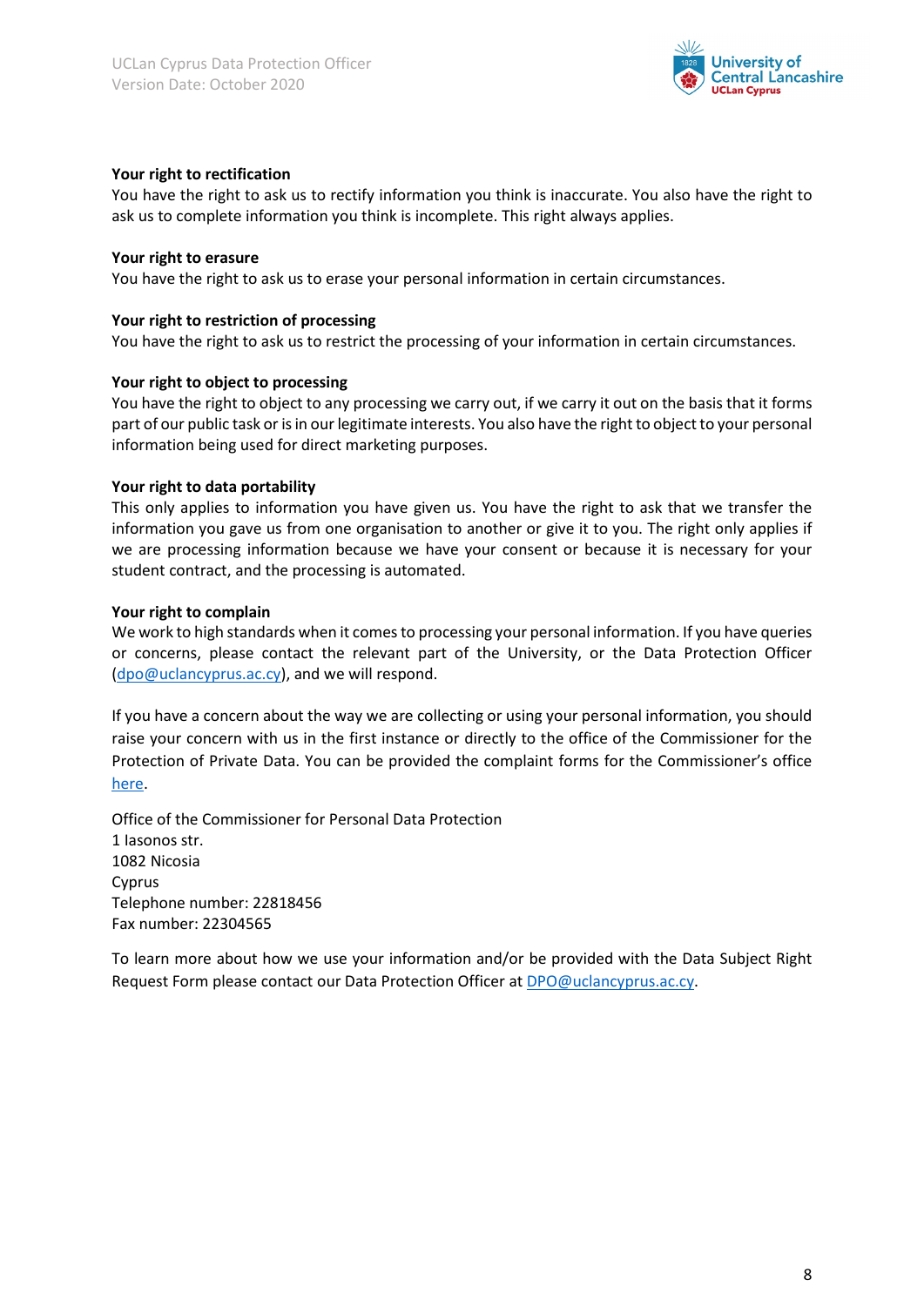**Your right to rectification**
You have the right to ask us to rectify information you think is inaccurate. You also have the right to ask us to complete information you think is incomplete. This right always applies.

**Your right to erasure**
You have the right to ask us to erase your personal information in certain circumstances.

**Your right to restriction of processing**
You have the right to ask us to restrict the processing of your information in certain circumstances.

**Your right to object to processing**
You have the right to object to any processing we carry out, if we carry it out on the basis that it forms part of our public task or is in our legitimate interests. You also have the right to object to your personal information being used for direct marketing purposes.

**Your right to data portability**
This only applies to information you have given us. You have the right to ask that we transfer the information you gave us from one organisation to another or give it to you. The right only applies if we are processing information because we have your consent or because it is necessary for your student contract, and the processing is automated.

**Your right to complain**
We work to high standards when it comes to processing your personal information. If you have queries or concerns, please contact the relevant part of the University, or the Data Protection Officer (dpo@uclancyprus.ac.cy), and we will respond.

If you have a concern about the way we are collecting or using your personal information, you should raise your concern with us in the first instance or directly to the office of the Commissioner for the Protection of Private Data. You can be provided the complaint forms for the Commissioner's office here.

Office of the Commissioner for Personal Data Protection
1 Iasonos str.
1082 Nicosia
Cyprus
Telephone number: 22818456
Fax number: 22304565

To learn more about how we use your information and/or be provided with the Data Subject Right Request Form please contact our Data Protection Officer at DPO@uclancyprus.ac.cy.